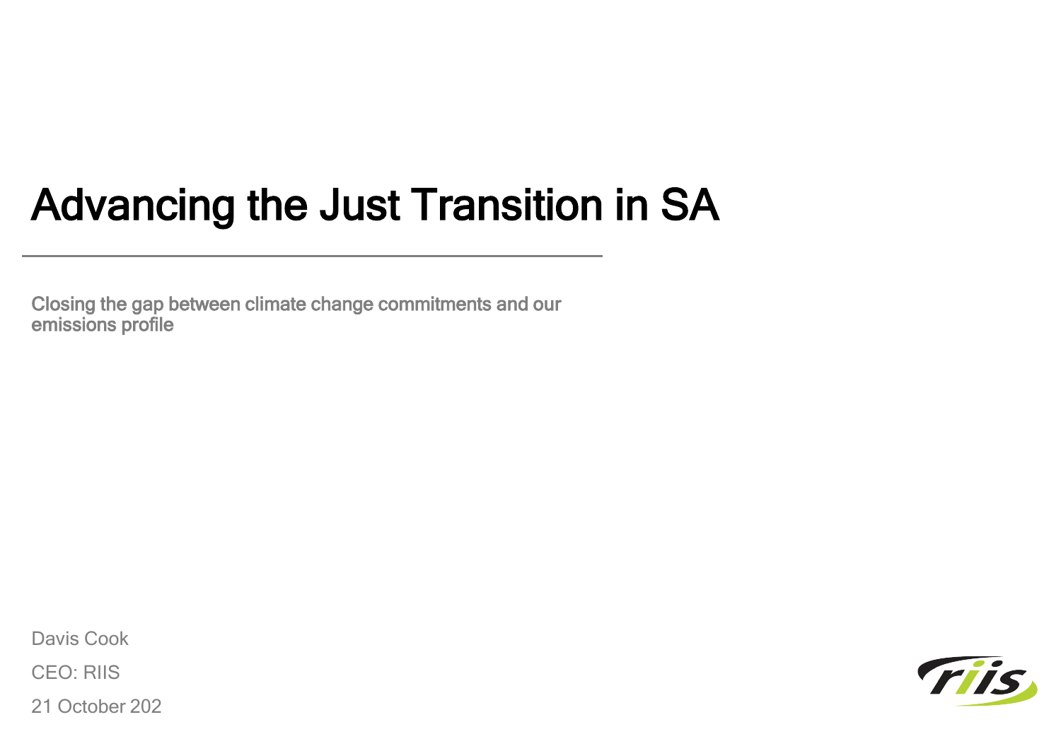# Advancing the Just Transition in SA

Closing the gap between climate change commitments and our emissions profile

Davis Cook

CEO: RIIS

21 October 202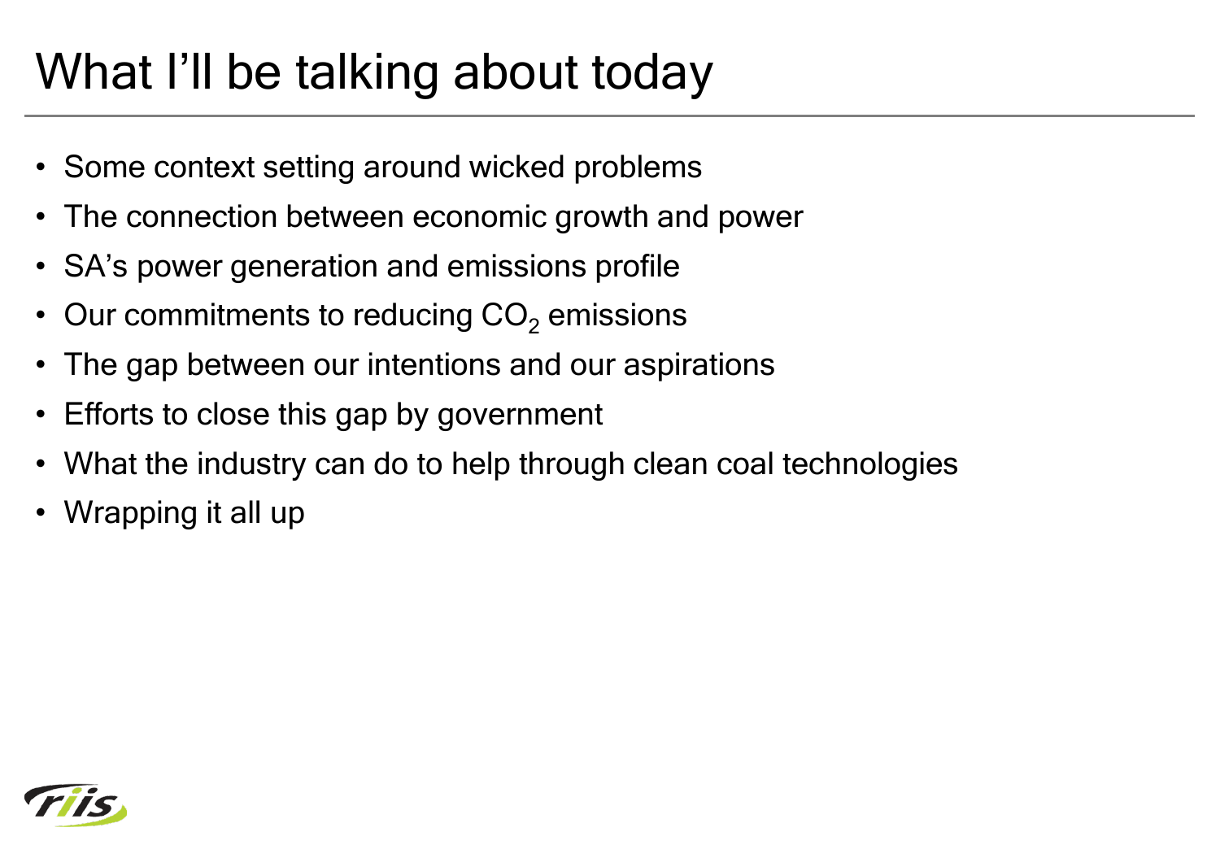# What I'll be talking about today

- Some context setting around wicked problems
- The connection between economic growth and power
- SA's power generation and emissions profile
- Our commitments to reducing $CO_2$ emissions
- The gap between our intentions and our aspirations
- Efforts to close this gap by government
- What the industry can do to help through clean coal technologies
- Wrapping it all up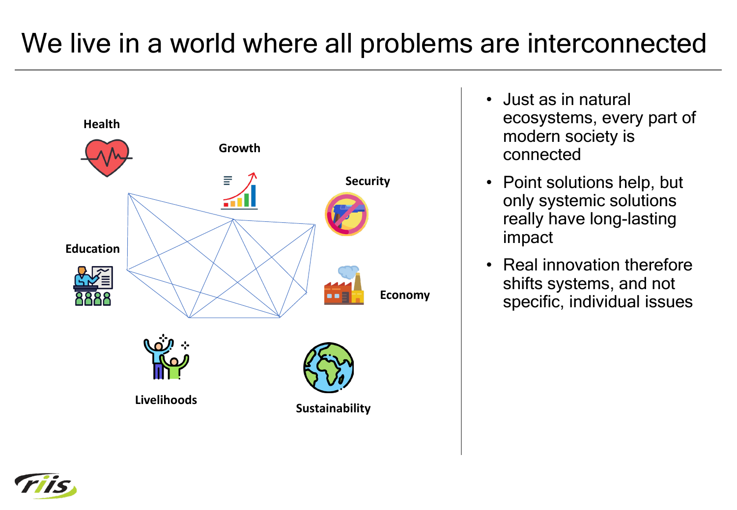# We live in a world where all problems are interconnected

Health

Growth

Security

Education

Economy

Livelihoods

Sustainability

- Just as in natural ecosystems, every part of modern society is connected
- Point solutions help, but only systemic solutions really have long-lasting impact
- Real innovation therefore shifts systems, and not specific, individual issues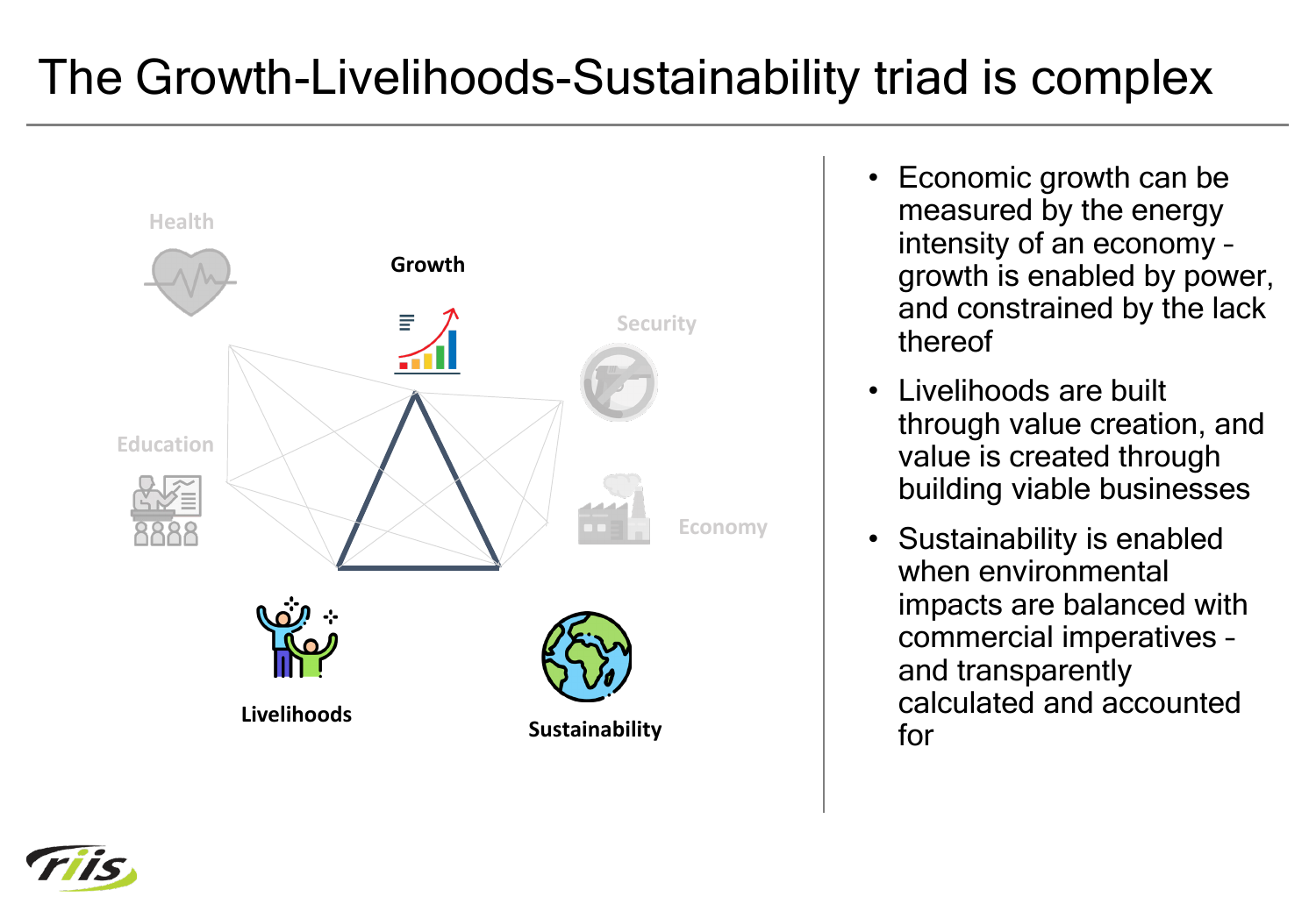# The Growth-Livelihoods-Sustainability triad is complex

Health

Growth

Security

Education

Economy

Livelihoods

Sustainability

- Economic growth can be measured by the energy intensity of an economy - growth is enabled by power, and constrained by the lack thereof
- Livelihoods are built through value creation, and value is created through building viable businesses
- Sustainability is enabled when environmental impacts are balanced with commercial imperatives - and transparently calculated and accounted for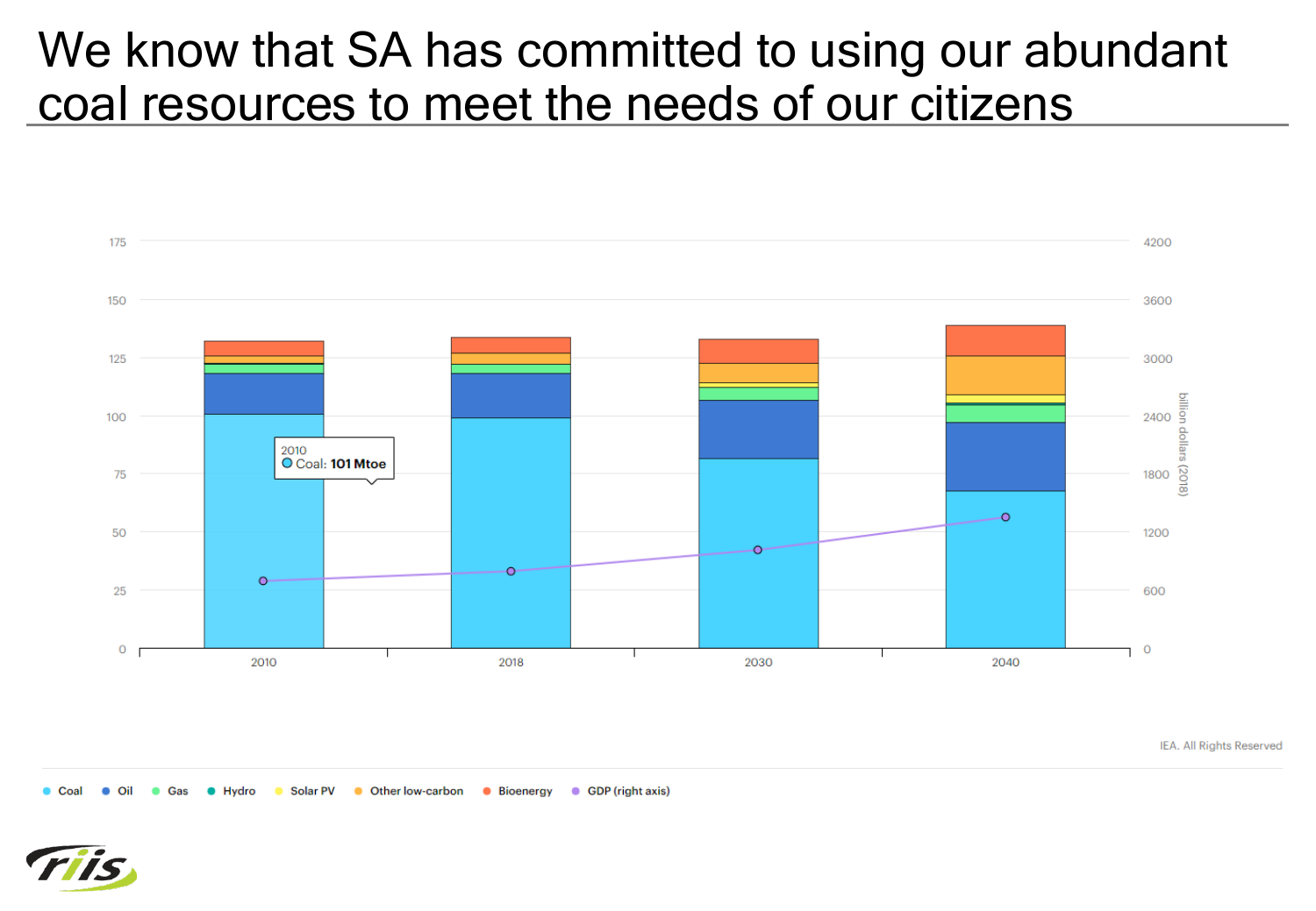# We know that SA has committed to using our abundant coal resources to meet the needs of our citizens

2010
Coal: **101 Mtoe**

175
150
125
100
75
50
25
0

4200
3600
3000
2400
1800
1200
600
0

billion dollars (2018)

2010 2018 2030 2040

IEA. All Rights Reserved

Coal • Oil • Gas • Hydro • Solar PV • Other low-carbon • Bioenergy • GDP (right axis)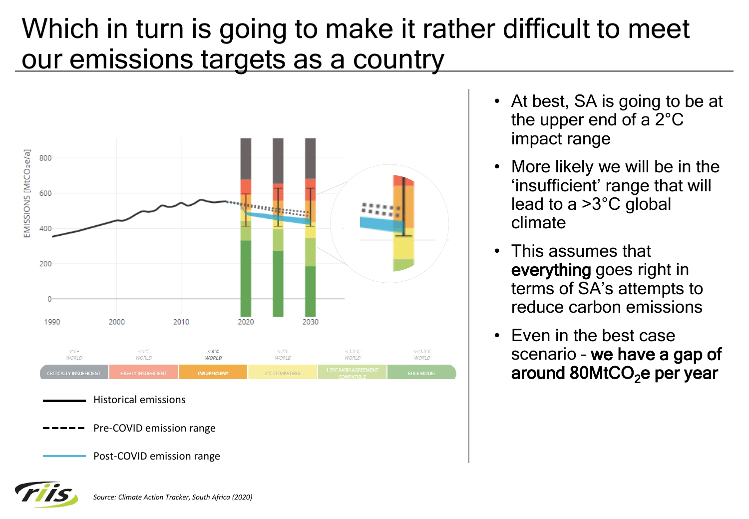# Which in turn is going to make it rather difficult to meet our emissions targets as a country

EMISSIONS [MtCO₂e/a]

800

600

400

200

0

1990 2000 2010 2020 2030

| 4°C+ WORLD | < 4°C WORLD | < 3°C WORLD | < 2°C WORLD | < 1.5°C WORLD | << 1.5°C WORLD |
|---|---|---|---|---|---|
| CRITICALLY INSUFFICIENT | HIGHLY INSUFFICIENT | INSUFFICIENT | 2°C COMPATIBLE | 1.5°C PARIS AGREEMENT COMPATIBLE | ROLE MODEL |

- Historical emissions
- Pre-COVID emission range
- Post-COVID emission range

- At best, SA is going to be at the upper end of a 2°C impact range
- More likely we will be in the 'insufficient' range that will lead to a >3°C global climate
- This assumes that **everything** goes right in terms of SA's attempts to reduce carbon emissions
- Even in the best case scenario – **we have a gap of around 80MtCO$_2$e per year**

*Source: Climate Action Tracker, South Africa (2020)*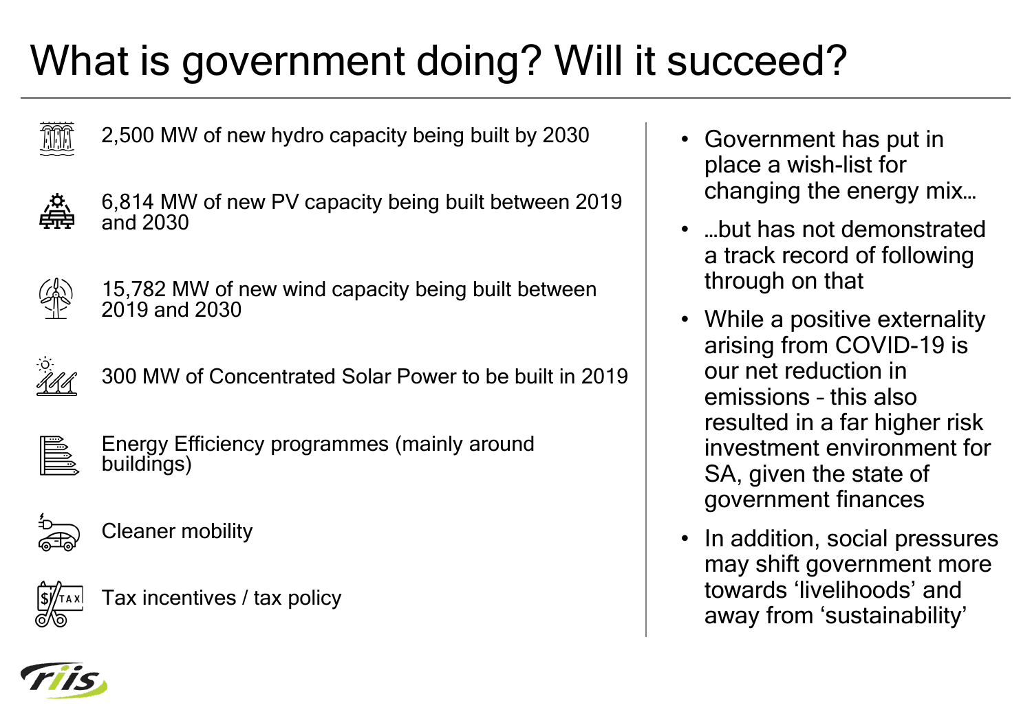# What is government doing? Will it succeed?

- 2,500 MW of new hydro capacity being built by 2030
- 6,814 MW of new PV capacity being built between 2019 and 2030
- 15,782 MW of new wind capacity being built between 2019 and 2030
- 300 MW of Concentrated Solar Power to be built in 2019
- Energy Efficiency programmes (mainly around buildings)
- Cleaner mobility
- Tax incentives / tax policy

- Government has put in place a wish-list for changing the energy mix…
- …but has not demonstrated a track record of following through on that
- While a positive externality arising from COVID-19 is our net reduction in emissions – this also resulted in a far higher risk investment environment for SA, given the state of government finances
- In addition, social pressures may shift government more towards 'livelihoods' and away from 'sustainability'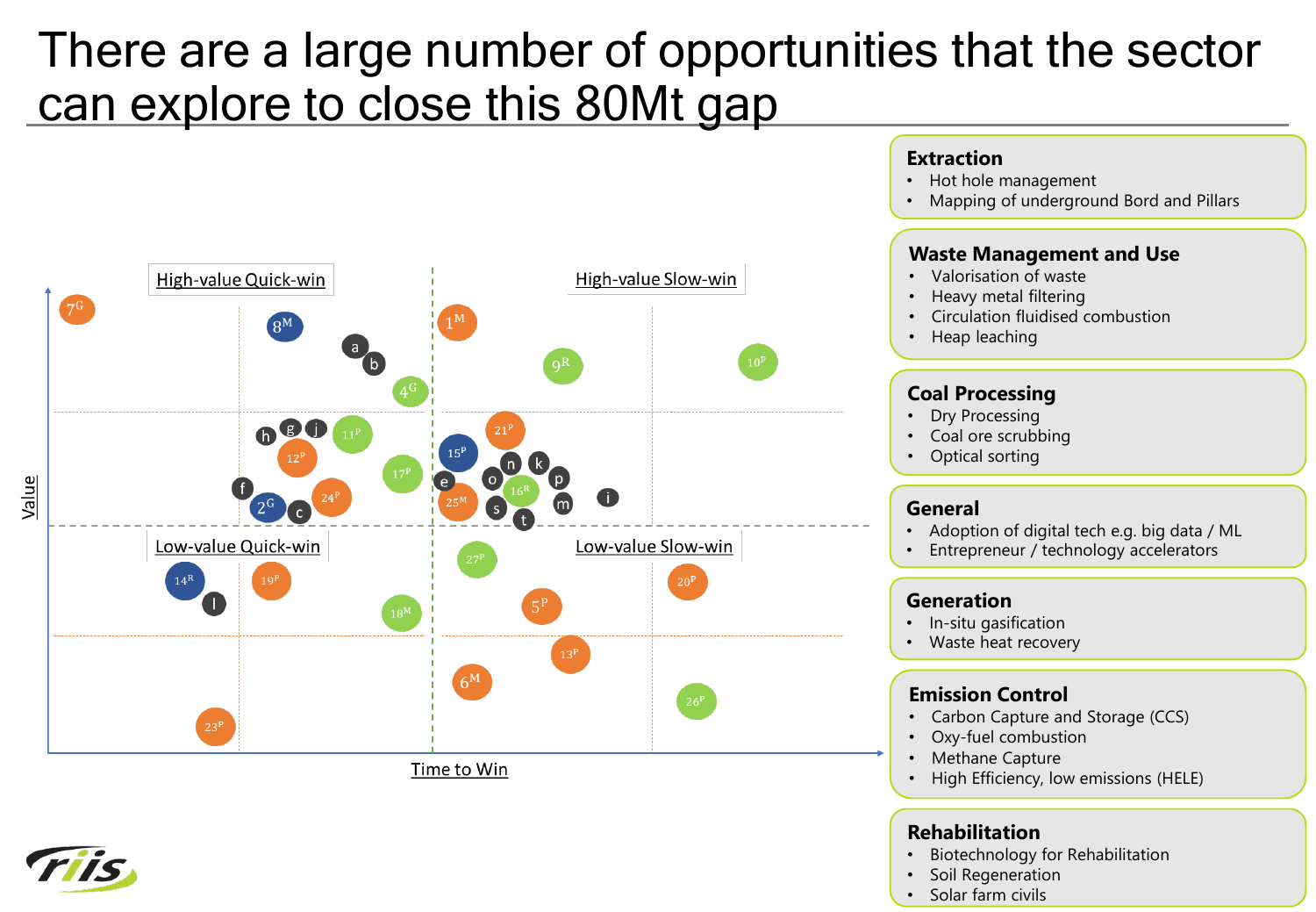# There are a large number of opportunities that the sector can explore to close this 80Mt gap

High-value Quick-win

High-value Slow-win

Low-value Quick-win

Low-value Slow-win

Value

Time to Win

### Extraction
- Hot hole management
- Mapping of underground Bord and Pillars

### Waste Management and Use
- Valorisation of waste
- Heavy metal filtering
- Circulation fluidised combustion
- Heap leaching

### Coal Processing
- Dry Processing
- Coal ore scrubbing
- Optical sorting

### General
- Adoption of digital tech e.g. big data / ML
- Entrepreneur / technology accelerators

### Generation
- In-situ gasification
- Waste heat recovery

### Emission Control
- Carbon Capture and Storage (CCS)
- Oxy-fuel combustion
- Methane Capture
- High Efficiency, low emissions (HELE)

### Rehabilitation
- Biotechnology for Rehabilitation
- Soil Regeneration
- Solar farm civils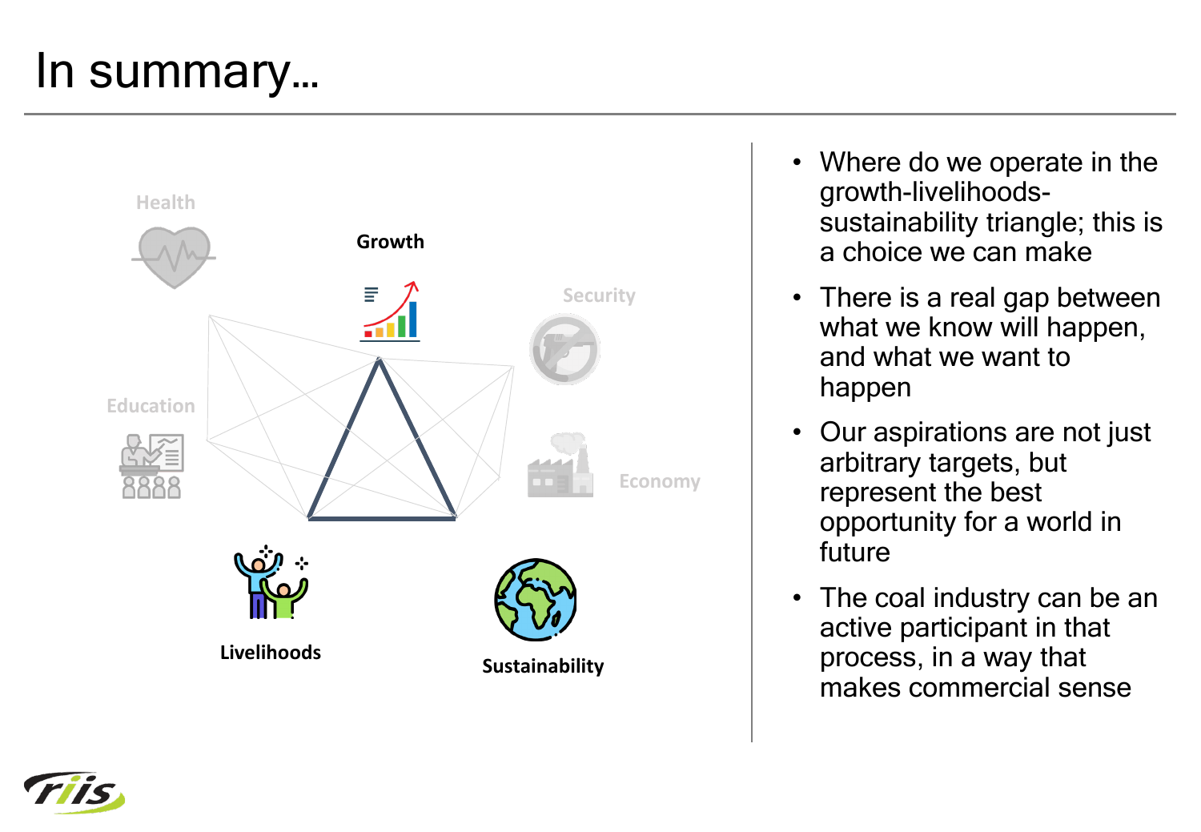# In summary…

Health

Growth

Security

Education

Economy

Livelihoods

Sustainability

- Where do we operate in the growth-livelihoods-sustainability triangle; this is a choice we can make
- There is a real gap between what we know will happen, and what we want to happen
- Our aspirations are not just arbitrary targets, but represent the best opportunity for a world in future
- The coal industry can be an active participant in that process, in a way that makes commercial sense